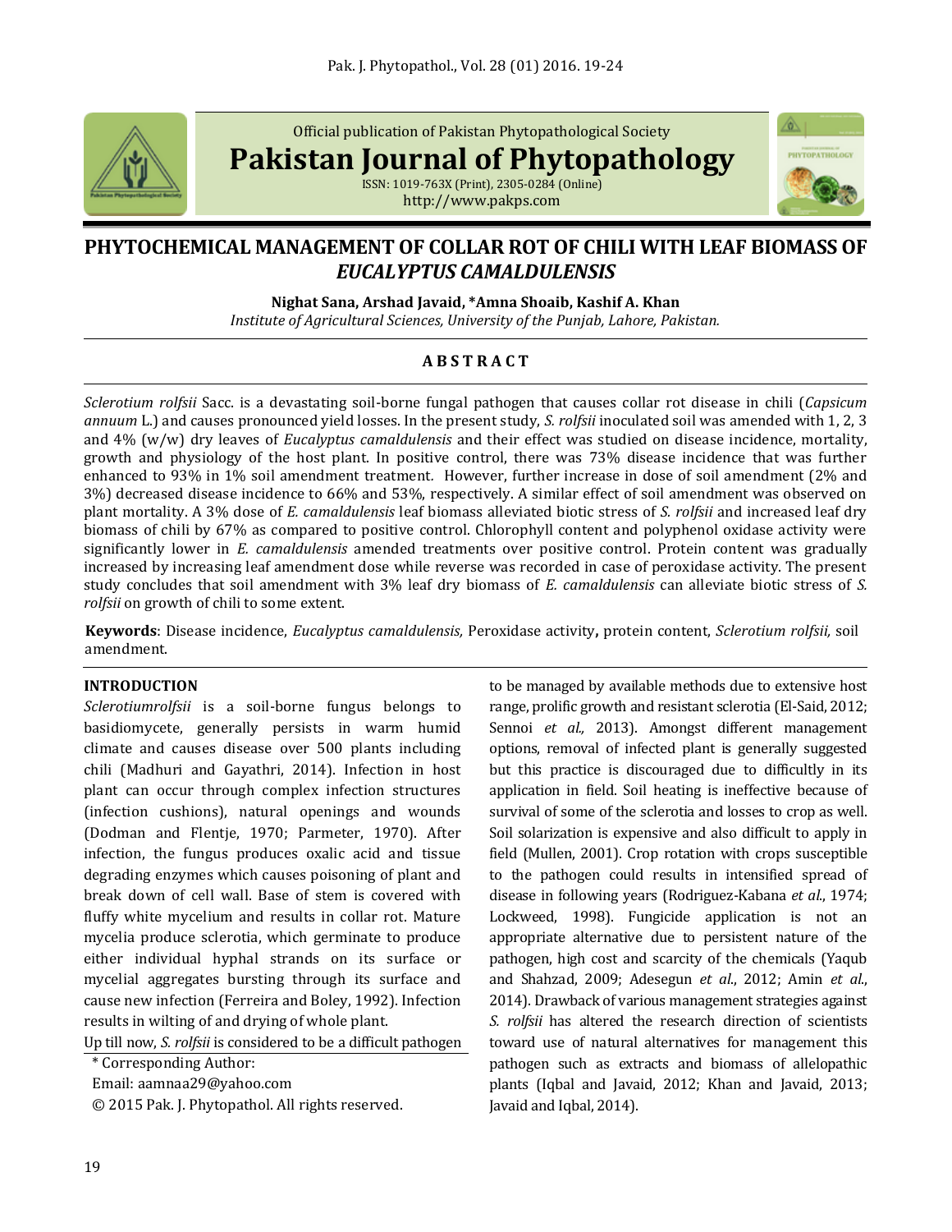Official publication of Pakistan Phytopathological Society

**Pakistan Journal of Phytopathology**

ISSN: 1019-763X (Print), 2305-0284 (Online)
http://www.pakps.com

# PHYTOCHEMICAL MANAGEMENT OF COLLAR ROT OF CHILI WITH LEAF BIOMASS OF *EUCALYPTUS CAMALDULENSIS*

**Nighat Sana, Arshad Javaid, \*Amna Shoaib, Kashif A. Khan**

*Institute of Agricultural Sciences, University of the Punjab, Lahore, Pakistan.*

## ABSTRACT

*Sclerotium rolfsii* Sacc. is a devastating soil-borne fungal pathogen that causes collar rot disease in chili (*Capsicum annuum* L.) and causes pronounced yield losses. In the present study, *S. rolfsii* inoculated soil was amended with 1, 2, 3 and 4% (w/w) dry leaves of *Eucalyptus camaldulensis* and their effect was studied on disease incidence, mortality, growth and physiology of the host plant. In positive control, there was 73% disease incidence that was further enhanced to 93% in 1% soil amendment treatment. However, further increase in dose of soil amendment (2% and 3%) decreased disease incidence to 66% and 53%, respectively. A similar effect of soil amendment was observed on plant mortality. A 3% dose of *E. camaldulensis* leaf biomass alleviated biotic stress of *S. rolfsii* and increased leaf dry biomass of chili by 67% as compared to positive control. Chlorophyll content and polyphenol oxidase activity were significantly lower in *E. camaldulensis* amended treatments over positive control. Protein content was gradually increased by increasing leaf amendment dose while reverse was recorded in case of peroxidase activity. The present study concludes that soil amendment with 3% leaf dry biomass of *E. camaldulensis* can alleviate biotic stress of *S. rolfsii* on growth of chili to some extent.

**Keywords**: Disease incidence, *Eucalyptus camaldulensis,* Peroxidase activity**,** protein content, *Sclerotium rolfsii,* soil amendment.

## INTRODUCTION

*Sclerotiumrolfsii* is a soil-borne fungus belongs to basidiomycete, generally persists in warm humid climate and causes disease over 500 plants including chili (Madhuri and Gayathri, 2014). Infection in host plant can occur through complex infection structures (infection cushions), natural openings and wounds (Dodman and Flentje, 1970; Parmeter, 1970). After infection, the fungus produces oxalic acid and tissue degrading enzymes which causes poisoning of plant and break down of cell wall. Base of stem is covered with fluffy white mycelium and results in collar rot. Mature mycelia produce sclerotia, which germinate to produce either individual hyphal strands on its surface or mycelial aggregates bursting through its surface and cause new infection (Ferreira and Boley, 1992). Infection results in wilting of and drying of whole plant.

Up till now, *S. rolfsii* is considered to be a difficult pathogen to be managed by available methods due to extensive host range, prolific growth and resistant sclerotia (El-Said, 2012; Sennoi *et al.,* 2013). Amongst different management options, removal of infected plant is generally suggested but this practice is discouraged due to difficultly in its application in field. Soil heating is ineffective because of survival of some of the sclerotia and losses to crop as well. Soil solarization is expensive and also difficult to apply in field (Mullen, 2001). Crop rotation with crops susceptible to the pathogen could results in intensified spread of disease in following years (Rodriguez-Kabana *et al*., 1974; Lockweed, 1998). Fungicide application is not an appropriate alternative due to persistent nature of the pathogen, high cost and scarcity of the chemicals (Yaqub and Shahzad, 2009; Adesegun *et al*., 2012; Amin *et al*., 2014). Drawback of various management strategies against *S. rolfsii* has altered the research direction of scientists toward use of natural alternatives for management this pathogen such as extracts and biomass of allelopathic plants (Iqbal and Javaid, 2012; Khan and Javaid, 2013; Javaid and Iqbal, 2014).

\* Corresponding Author:

Email: aamnaa29@yahoo.com

© 2015 Pak. J. Phytopathol. All rights reserved.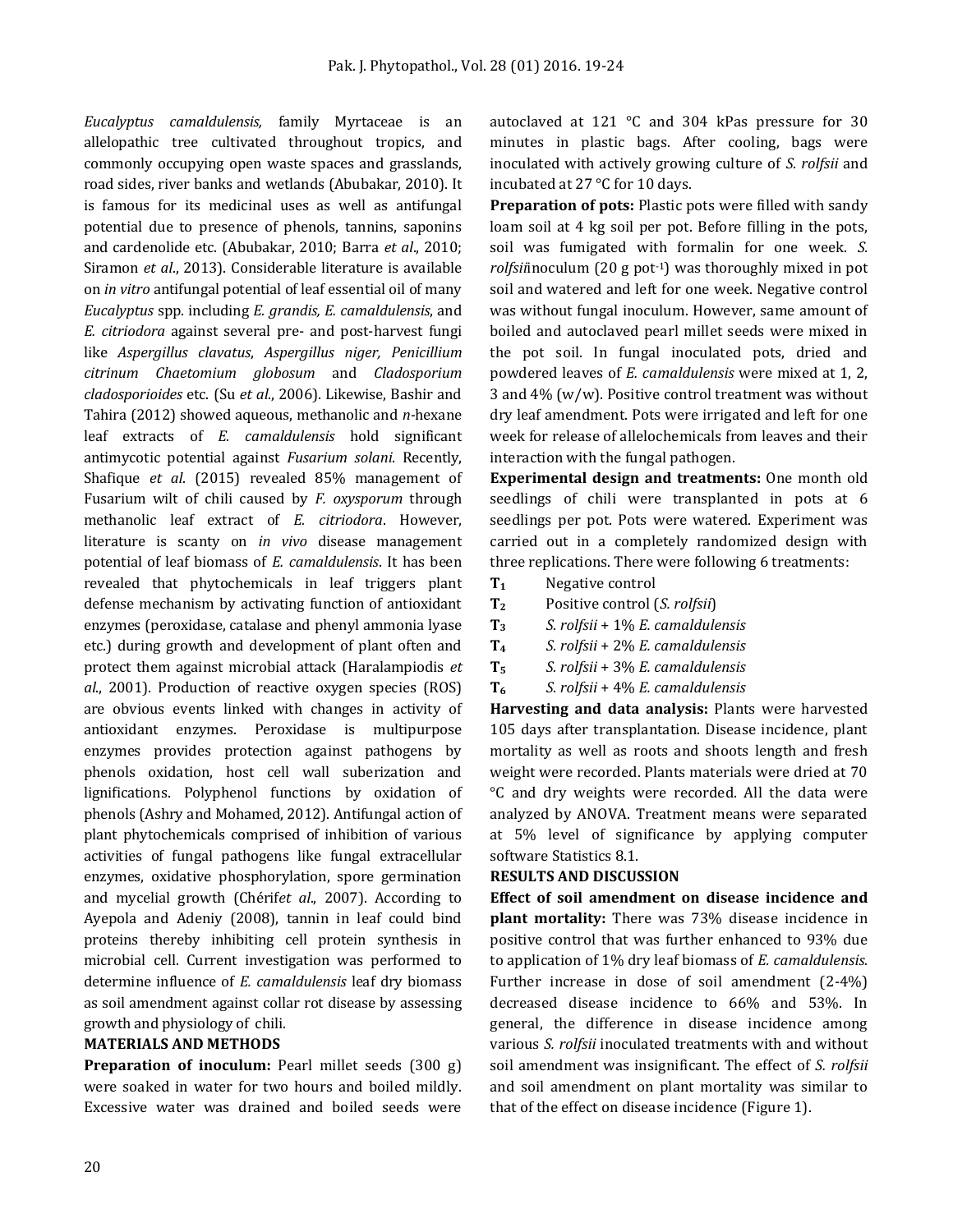*Eucalyptus camaldulensis,* family Myrtaceae is an allelopathic tree cultivated throughout tropics, and commonly occupying open waste spaces and grasslands, road sides, river banks and wetlands (Abubakar, 2010). It is famous for its medicinal uses as well as antifungal potential due to presence of phenols, tannins, saponins and cardenolide etc. (Abubakar, 2010; Barra *et al*., 2010; Siramon *et al*., 2013). Considerable literature is available on *in vitro* antifungal potential of leaf essential oil of many *Eucalyptus* spp. including *E. grandis, E. camaldulensis*, and *E. citriodora* against several pre- and post-harvest fungi like *Aspergillus clavatus*, *Aspergillus niger, Penicillium citrinum Chaetomium globosum* and *Cladosporium cladosporioides* etc. (Su *et al*., 2006). Likewise, Bashir and Tahira (2012) showed aqueous, methanolic and *n*-hexane leaf extracts of *E. camaldulensis* hold significant antimycotic potential against *Fusarium solani*. Recently, Shafique *et al*. (2015) revealed 85% management of Fusarium wilt of chili caused by *F. oxysporum* through methanolic leaf extract of *E. citriodora*. However, literature is scanty on *in vivo* disease management potential of leaf biomass of *E. camaldulensis*. It has been revealed that phytochemicals in leaf triggers plant defense mechanism by activating function of antioxidant enzymes (peroxidase, catalase and phenyl ammonia lyase etc.) during growth and development of plant often and protect them against microbial attack (Haralampiodis *et al*., 2001). Production of reactive oxygen species (ROS) are obvious events linked with changes in activity of antioxidant enzymes. Peroxidase is multipurpose enzymes provides protection against pathogens by phenols oxidation, host cell wall suberization and lignifications. Polyphenol functions by oxidation of phenols (Ashry and Mohamed, 2012). Antifungal action of plant phytochemicals comprised of inhibition of various activities of fungal pathogens like fungal extracellular enzymes, oxidative phosphorylation, spore germination and mycelial growth (Chérif*et al*., 2007). According to Ayepola and Adeniy (2008), tannin in leaf could bind proteins thereby inhibiting cell protein synthesis in microbial cell. Current investigation was performed to determine influence of *E. camaldulensis* leaf dry biomass as soil amendment against collar rot disease by assessing growth and physiology of chili.

## MATERIALS AND METHODS

**Preparation of inoculum:** Pearl millet seeds (300 g) were soaked in water for two hours and boiled mildly. Excessive water was drained and boiled seeds were autoclaved at 121 °C and 304 kPas pressure for 30 minutes in plastic bags. After cooling, bags were inoculated with actively growing culture of *S. rolfsii* and incubated at 27 °C for 10 days.

**Preparation of pots:** Plastic pots were filled with sandy loam soil at 4 kg soil per pot. Before filling in the pots, soil was fumigated with formalin for one week. *S. rolfsii*inoculum (20 g pot$^{-1}$) was thoroughly mixed in pot soil and watered and left for one week. Negative control was without fungal inoculum. However, same amount of boiled and autoclaved pearl millet seeds were mixed in the pot soil. In fungal inoculated pots, dried and powdered leaves of *E. camaldulensis* were mixed at 1, 2, 3 and 4% (w/w). Positive control treatment was without dry leaf amendment. Pots were irrigated and left for one week for release of allelochemicals from leaves and their interaction with the fungal pathogen.

**Experimental design and treatments:** One month old seedlings of chili were transplanted in pots at 6 seedlings per pot. Pots were watered. Experiment was carried out in a completely randomized design with three replications. There were following 6 treatments:

- **$T_1$** Negative control
- **$T_2$** Positive control (*S. rolfsii*)
- **$T_3$** *S. rolfsii* + 1% *E. camaldulensis*
- **$T_4$** *S. rolfsii* + 2% *E. camaldulensis*
- **$T_5$** *S. rolfsii* + 3% *E. camaldulensis*
- **$T_6$** *S. rolfsii* + 4% *E. camaldulensis*

**Harvesting and data analysis:** Plants were harvested 105 days after transplantation. Disease incidence, plant mortality as well as roots and shoots length and fresh weight were recorded. Plants materials were dried at 70 °C and dry weights were recorded. All the data were analyzed by ANOVA. Treatment means were separated at 5% level of significance by applying computer software Statistics 8.1.

## RESULTS AND DISCUSSION

**Effect of soil amendment on disease incidence and plant mortality:** There was 73% disease incidence in positive control that was further enhanced to 93% due to application of 1% dry leaf biomass of *E. camaldulensis.* Further increase in dose of soil amendment (2-4%) decreased disease incidence to 66% and 53%. In general, the difference in disease incidence among various *S. rolfsii* inoculated treatments with and without soil amendment was insignificant. The effect of *S. rolfsii* and soil amendment on plant mortality was similar to that of the effect on disease incidence (Figure 1).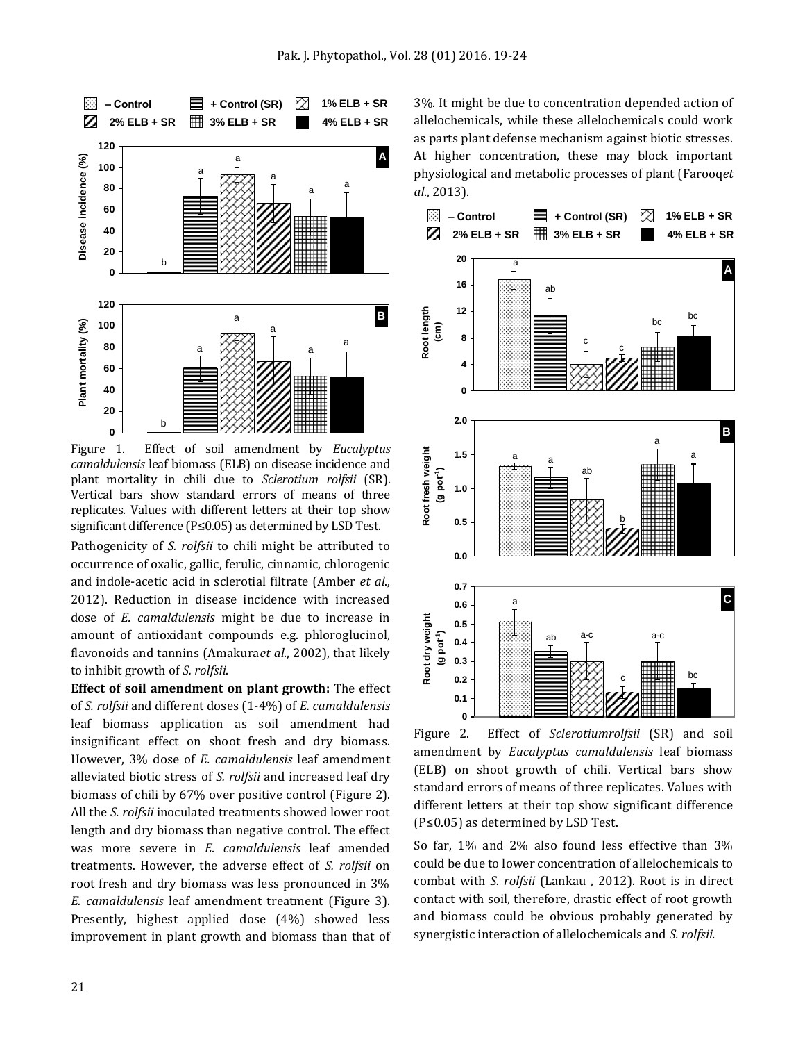Figure 1. Effect of soil amendment by *Eucalyptus camaldulensis* leaf biomass (ELB) on disease incidence and plant mortality in chili due to *Sclerotium rolfsii* (SR). Vertical bars show standard errors of means of three replicates. Values with different letters at their top show significant difference (P≤0.05) as determined by LSD Test.

Pathogenicity of *S. rolfsii* to chili might be attributed to occurrence of oxalic, gallic, ferulic, cinnamic, chlorogenic and indole-acetic acid in sclerotial filtrate (Amber *et al.*, 2012). Reduction in disease incidence with increased dose of *E. camaldulensis* might be due to increase in amount of antioxidant compounds e.g. phloroglucinol, flavonoids and tannins (Amakura*et al.*, 2002), that likely to inhibit growth of *S. rolfsii*.

**Effect of soil amendment on plant growth:** The effect of *S. rolfsii* and different doses (1-4%) of *E. camaldulensis* leaf biomass application as soil amendment had insignificant effect on shoot fresh and dry biomass. However, 3% dose of *E. camaldulensis* leaf amendment alleviated biotic stress of *S. rolfsii* and increased leaf dry biomass of chili by 67% over positive control (Figure 2). All the *S. rolfsii* inoculated treatments showed lower root length and dry biomass than negative control. The effect was more severe in *E. camaldulensis* leaf amended treatments. However, the adverse effect of *S. rolfsii* on root fresh and dry biomass was less pronounced in 3% *E. camaldulensis* leaf amendment treatment (Figure 3). Presently, highest applied dose (4%) showed less improvement in plant growth and biomass than that of 3%. It might be due to concentration depended action of allelochemicals, while these allelochemicals could work as parts plant defense mechanism against biotic stresses. At higher concentration, these may block important physiological and metabolic processes of plant (Farooq*et al.*, 2013).

Figure 2. Effect of *Sclerotiumrolfsii* (SR) and soil amendment by *Eucalyptus camaldulensis* leaf biomass (ELB) on shoot growth of chili. Vertical bars show standard errors of means of three replicates. Values with different letters at their top show significant difference (P≤0.05) as determined by LSD Test.

So far, 1% and 2% also found less effective than 3% could be due to lower concentration of allelochemicals to combat with *S. rolfsii* (Lankau , 2012). Root is in direct contact with soil, therefore, drastic effect of root growth and biomass could be obvious probably generated by synergistic interaction of allelochemicals and *S. rolfsii.*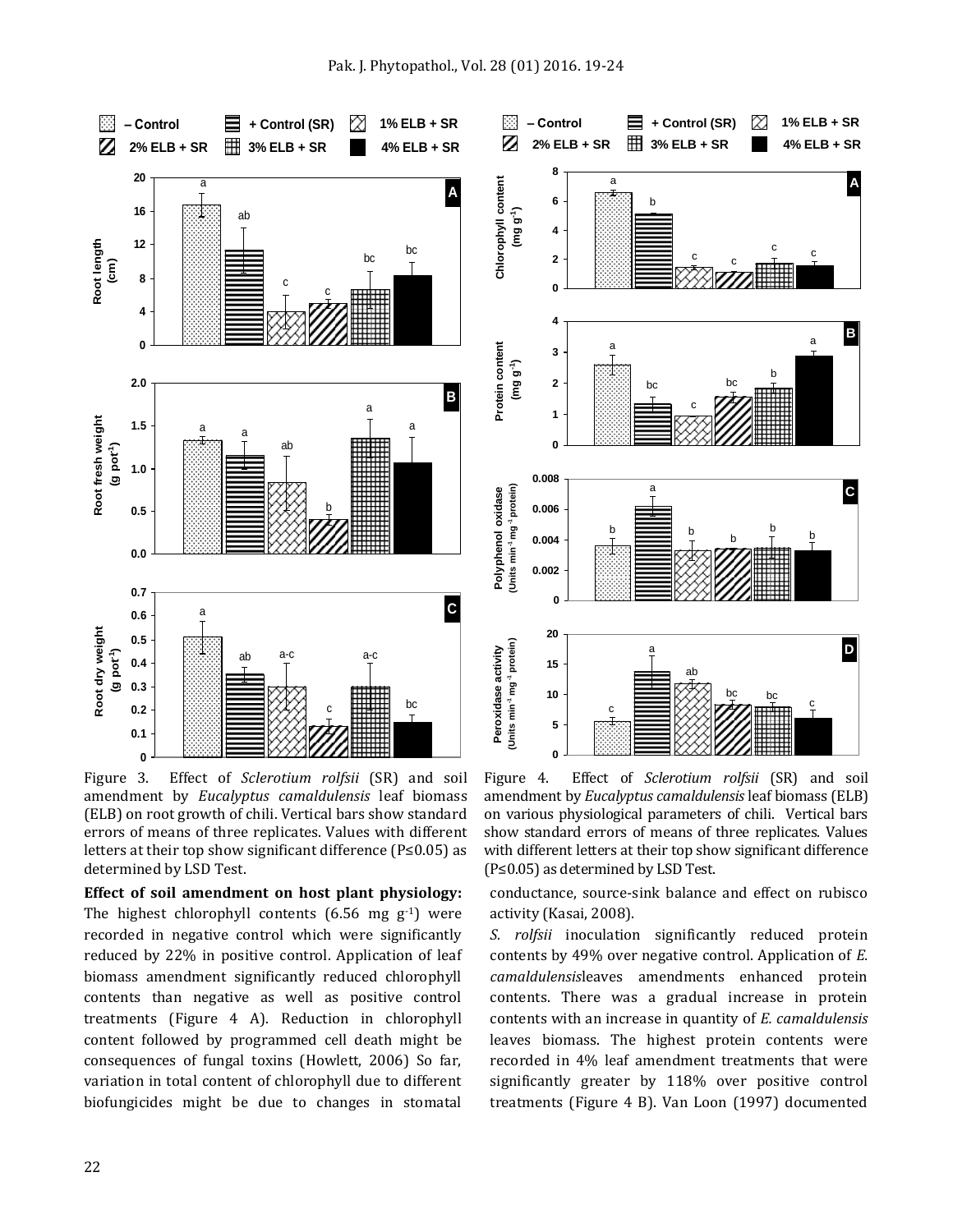Figure 3. Effect of *Sclerotium rolfsii* (SR) and soil amendment by *Eucalyptus camaldulensis* leaf biomass (ELB) on root growth of chili. Vertical bars show standard errors of means of three replicates. Values with different letters at their top show significant difference (P≤0.05) as determined by LSD Test.

Figure 4. Effect of *Sclerotium rolfsii* (SR) and soil amendment by *Eucalyptus camaldulensis* leaf biomass (ELB) on various physiological parameters of chili. Vertical bars show standard errors of means of three replicates. Values with different letters at their top show significant difference (P≤0.05) as determined by LSD Test.

**Effect of soil amendment on host plant physiology:** The highest chlorophyll contents (6.56 mg $g^{-1}$) were recorded in negative control which were significantly reduced by 22% in positive control. Application of leaf biomass amendment significantly reduced chlorophyll contents than negative as well as positive control treatments (Figure 4 A). Reduction in chlorophyll content followed by programmed cell death might be consequences of fungal toxins (Howlett, 2006) So far, variation in total content of chlorophyll due to different biofungicides might be due to changes in stomatal conductance, source-sink balance and effect on rubisco activity (Kasai, 2008).

*S. rolfsii* inoculation significantly reduced protein contents by 49% over negative control. Application of *E. camaldulensis*leaves amendments enhanced protein contents. There was a gradual increase in protein contents with an increase in quantity of *E. camaldulensis* leaves biomass. The highest protein contents were recorded in 4% leaf amendment treatments that were significantly greater by 118% over positive control treatments (Figure 4 B). Van Loon (1997) documented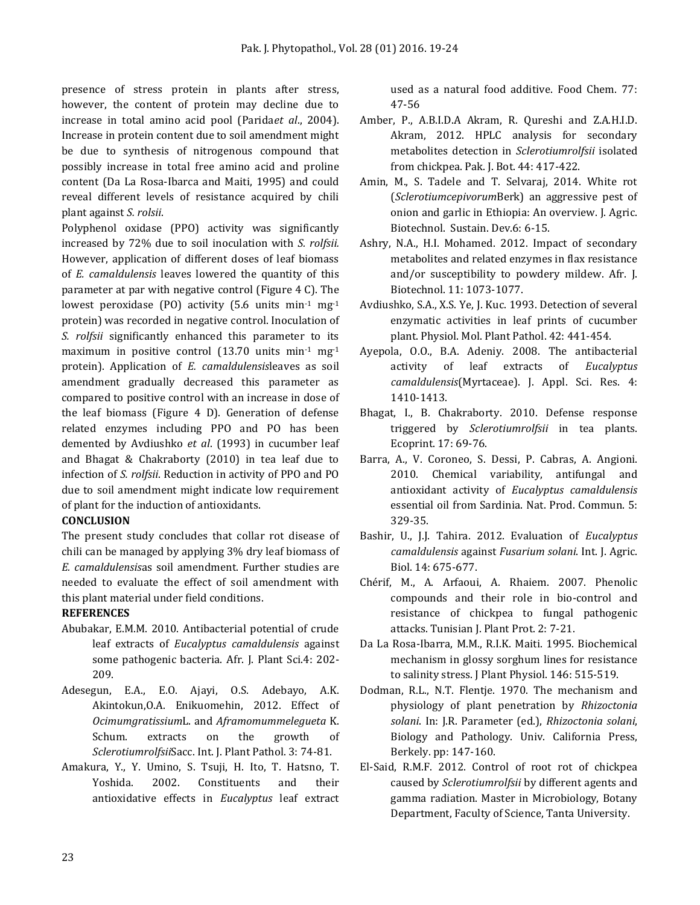presence of stress protein in plants after stress, however, the content of protein may decline due to increase in total amino acid pool (Parida*et al*., 2004). Increase in protein content due to soil amendment might be due to synthesis of nitrogenous compound that possibly increase in total free amino acid and proline content (Da La Rosa-Ibarca and Maiti, 1995) and could reveal different levels of resistance acquired by chili plant against *S. rolsii*.

Polyphenol oxidase (PPO) activity was significantly increased by 72% due to soil inoculation with *S. rolfsii.* However, application of different doses of leaf biomass of *E. camaldulensis* leaves lowered the quantity of this parameter at par with negative control (Figure 4 C). The lowest peroxidase (PO) activity (5.6 units $min^{-1}$ $mg^{-1}$ protein) was recorded in negative control. Inoculation of *S. rolfsii* significantly enhanced this parameter to its maximum in positive control (13.70 units $min^{-1}$ $mg^{-1}$ protein). Application of *E. camaldulensis*leaves as soil amendment gradually decreased this parameter as compared to positive control with an increase in dose of the leaf biomass (Figure 4 D). Generation of defense related enzymes including PPO and PO has been demented by Avdiushko *et al*. (1993) in cucumber leaf and Bhagat & Chakraborty (2010) in tea leaf due to infection of *S. rolfsii*. Reduction in activity of PPO and PO due to soil amendment might indicate low requirement of plant for the induction of antioxidants.

## CONCLUSION

The present study concludes that collar rot disease of chili can be managed by applying 3% dry leaf biomass of *E. camaldulensis*as soil amendment. Further studies are needed to evaluate the effect of soil amendment with this plant material under field conditions.

## REFERENCES

Abubakar, E.M.M. 2010. Antibacterial potential of crude leaf extracts of *Eucalyptus camaldulensis* against some pathogenic bacteria. Afr. J. Plant Sci.4: 202-209.

Adesegun, E.A., E.O. Ajayi, O.S. Adebayo, A.K. Akintokun,O.A. Enikuomehin, 2012. Effect of *Ocimumgratissium*L. and *Aframomummelegueta* K. Schum. extracts on the growth of *Sclerotiumrolfsii*Sacc. Int. J. Plant Pathol. 3: 74-81.

Amakura, Y., Y. Umino, S. Tsuji, H. Ito, T. Hatsno, T. Yoshida. 2002. Constituents and their antioxidative effects in *Eucalyptus* leaf extract used as a natural food additive. Food Chem. 77: 47-56

Amber, P., A.B.I.D.A Akram, R. Qureshi and Z.A.H.I.D. Akram, 2012. HPLC analysis for secondary metabolites detection in *Sclerotiumrolfsii* isolated from chickpea. Pak. J. Bot. 44: 417-422.

Amin, M., S. Tadele and T. Selvaraj, 2014. White rot (*Sclerotiumcepivorum*Berk) an aggressive pest of onion and garlic in Ethiopia: An overview. J. Agric. Biotechnol. Sustain. Dev.6: 6-15.

Ashry, N.A., H.I. Mohamed. 2012. Impact of secondary metabolites and related enzymes in flax resistance and/or susceptibility to powdery mildew. Afr. J. Biotechnol. 11: 1073-1077.

Avdiushko, S.A., X.S. Ye, J. Kuc. 1993. Detection of several enzymatic activities in leaf prints of cucumber plant. Physiol. Mol. Plant Pathol. 42: 441-454.

Ayepola, O.O., B.A. Adeniy. 2008. The antibacterial activity of leaf extracts of *Eucalyptus camaldulensis*(Myrtaceae). J. Appl. Sci. Res. 4: 1410-1413.

Bhagat, I., B. Chakraborty. 2010. Defense response triggered by *Sclerotiumrolfsii* in tea plants. Ecoprint. 17: 69-76.

Barra, A., V. Coroneo, S. Dessi, P. Cabras, A. Angioni. 2010. Chemical variability, antifungal and antioxidant activity of *Eucalyptus camaldulensis* essential oil from Sardinia. Nat. Prod. Commun. 5: 329-35.

Bashir, U., J.J. Tahira. 2012. Evaluation of *Eucalyptus camaldulensis* against *Fusarium solani*. Int. J. Agric. Biol. 14: 675-677.

Chérif, M., A. Arfaoui, A. Rhaiem. 2007. Phenolic compounds and their role in bio-control and resistance of chickpea to fungal pathogenic attacks. Tunisian J. Plant Prot. 2: 7-21.

Da La Rosa-Ibarra, M.M., R.I.K. Maiti. 1995. Biochemical mechanism in glossy sorghum lines for resistance to salinity stress. J Plant Physiol. 146: 515-519.

Dodman, R.L., N.T. Flentje. 1970. The mechanism and physiology of plant penetration by *Rhizoctonia solani*. In: J.R. Parameter (ed.), *Rhizoctonia solani*, Biology and Pathology. Univ. California Press, Berkely. pp: 147-160.

El-Said, R.M.F. 2012. Control of root rot of chickpea caused by *Sclerotiumrolfsii* by different agents and gamma radiation. Master in Microbiology, Botany Department, Faculty of Science, Tanta University.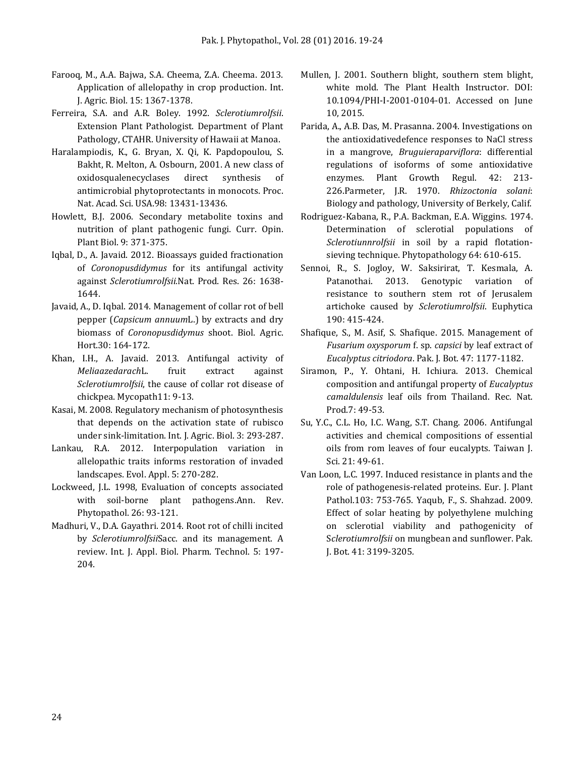Farooq, M., A.A. Bajwa, S.A. Cheema, Z.A. Cheema. 2013. Application of allelopathy in crop production. Int. J. Agric. Biol. 15: 1367-1378.

Ferreira, S.A. and A.R. Boley. 1992. *Sclerotiumrolfsii*. Extension Plant Pathologist. Department of Plant Pathology, CTAHR. University of Hawaii at Manoa.

Haralampiodis, K., G. Bryan, X. Qi, K. Papdopoulou, S. Bakht, R. Melton, A. Osbourn, 2001. A new class of oxidosqualenecyclases direct synthesis of antimicrobial phytoprotectants in monocots. Proc. Nat. Acad. Sci. USA.98: 13431-13436.

Howlett, B.J. 2006. Secondary metabolite toxins and nutrition of plant pathogenic fungi. Curr. Opin. Plant Biol. 9: 371-375.

Iqbal, D., A. Javaid. 2012. Bioassays guided fractionation of *Coronopusdidymus* for its antifungal activity against *Sclerotiumrolfsii*.Nat. Prod. Res. 26: 1638-1644.

Javaid, A., D. Iqbal. 2014. Management of collar rot of bell pepper (*Capsicum annuum*L.) by extracts and dry biomass of *Coronopusdidymus* shoot. Biol. Agric. Hort.30: 164-172.

Khan, I.H., A. Javaid. 2013. Antifungal activity of *Meliaazedarach*L. fruit extract against *Sclerotiumrolfsii*, the cause of collar rot disease of chickpea. Mycopath11: 9-13.

Kasai, M. 2008. Regulatory mechanism of photosynthesis that depends on the activation state of rubisco under sink-limitation. Int. J. Agric. Biol. 3: 293-287.

Lankau, R.A. 2012. Interpopulation variation in allelopathic traits informs restoration of invaded landscapes. Evol. Appl. 5: 270-282.

Lockweed, J.L. 1998, Evaluation of concepts associated with soil-borne plant pathogens.Ann. Rev. Phytopathol. 26: 93-121.

Madhuri, V., D.A. Gayathri. 2014. Root rot of chilli incited by *Sclerotiumrolfsii*Sacc. and its management. A review. Int. J. Appl. Biol. Pharm. Technol. 5: 197-204.

Mullen, J. 2001. Southern blight, southern stem blight, white mold. The Plant Health Instructor. DOI: 10.1094/PHI-I-2001-0104-01. Accessed on June 10, 2015.

Parida, A., A.B. Das, M. Prasanna. 2004. Investigations on the antioxidativedefence responses to NaCl stress in a mangrove, *Bruguieraparviflora*: differential regulations of isoforms of some antioxidative enzymes. Plant Growth Regul. 42: 213-226.Parmeter, J.R. 1970. *Rhizoctonia solani*: Biology and pathology, University of Berkely, Calif.

Rodriguez-Kabana, R., P.A. Backman, E.A. Wiggins. 1974. Determination of sclerotial populations of *Sclerotiunnrolfsii* in soil by a rapid flotation-sieving technique. Phytopathology 64: 610-615.

Sennoi, R., S. Jogloy, W. Saksirirat, T. Kesmala, A. Patanothai. 2013. Genotypic variation of resistance to southern stem rot of Jerusalem artichoke caused by *Sclerotiumrolfsii*. Euphytica 190: 415-424.

Shafique, S., M. Asif, S. Shafique. 2015. Management of *Fusarium oxysporum* f. sp. *capsici* by leaf extract of *Eucalyptus citriodora*. Pak. J. Bot. 47: 1177-1182.

Siramon, P., Y. Ohtani, H. Ichiura. 2013. Chemical composition and antifungal property of *Eucalyptus camaldulensis* leaf oils from Thailand. Rec. Nat. Prod.7: 49-53.

Su, Y.C., C.L. Ho, I.C. Wang, S.T. Chang. 2006. Antifungal activities and chemical compositions of essential oils from rom leaves of four eucalypts. Taiwan J. Sci. 21: 49-61.

Van Loon, L.C. 1997. Induced resistance in plants and the role of pathogenesis-related proteins. Eur. J. Plant Pathol.103: 753-765. Yaqub, F., S. Shahzad. 2009. Effect of solar heating by polyethylene mulching on sclerotial viability and pathogenicity of S*clerotiumrolfsii* on mungbean and sunflower. Pak. J. Bot. 41: 3199-3205.